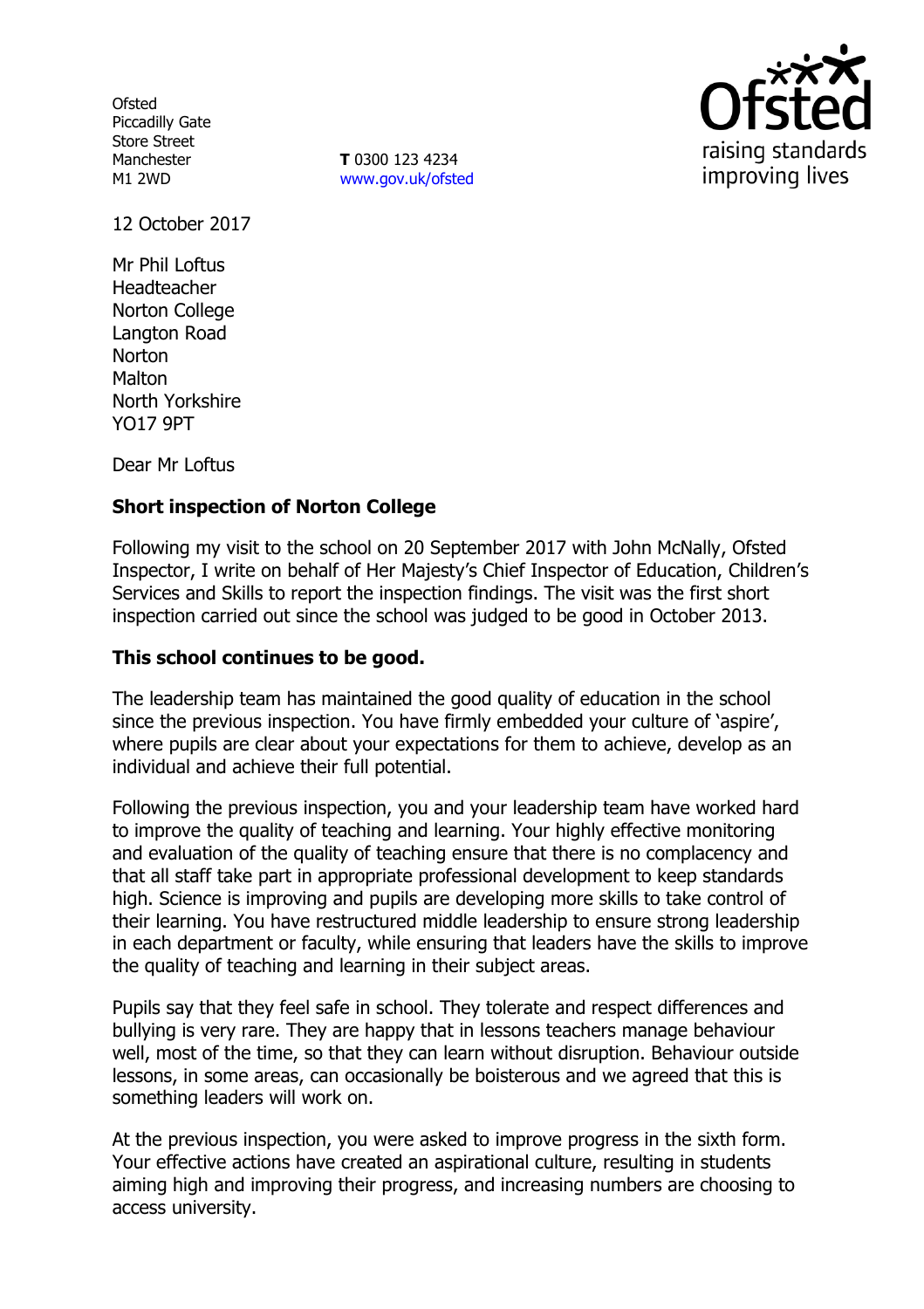Ofsted
Piccadilly Gate
Store Street
Manchester
M1 2WD

**T** 0300 123 4234
www.gov.uk/ofsted

12 October 2017

Mr Phil Loftus
Headteacher
Norton College
Langton Road
Norton
Malton
North Yorkshire
YO17 9PT

Dear Mr Loftus

**Short inspection of Norton College**

Following my visit to the school on 20 September 2017 with John McNally, Ofsted Inspector, I write on behalf of Her Majesty's Chief Inspector of Education, Children's Services and Skills to report the inspection findings. The visit was the first short inspection carried out since the school was judged to be good in October 2013.

**This school continues to be good.**

The leadership team has maintained the good quality of education in the school since the previous inspection. You have firmly embedded your culture of 'aspire', where pupils are clear about your expectations for them to achieve, develop as an individual and achieve their full potential.

Following the previous inspection, you and your leadership team have worked hard to improve the quality of teaching and learning. Your highly effective monitoring and evaluation of the quality of teaching ensure that there is no complacency and that all staff take part in appropriate professional development to keep standards high. Science is improving and pupils are developing more skills to take control of their learning. You have restructured middle leadership to ensure strong leadership in each department or faculty, while ensuring that leaders have the skills to improve the quality of teaching and learning in their subject areas.

Pupils say that they feel safe in school. They tolerate and respect differences and bullying is very rare. They are happy that in lessons teachers manage behaviour well, most of the time, so that they can learn without disruption. Behaviour outside lessons, in some areas, can occasionally be boisterous and we agreed that this is something leaders will work on.

At the previous inspection, you were asked to improve progress in the sixth form. Your effective actions have created an aspirational culture, resulting in students aiming high and improving their progress, and increasing numbers are choosing to access university.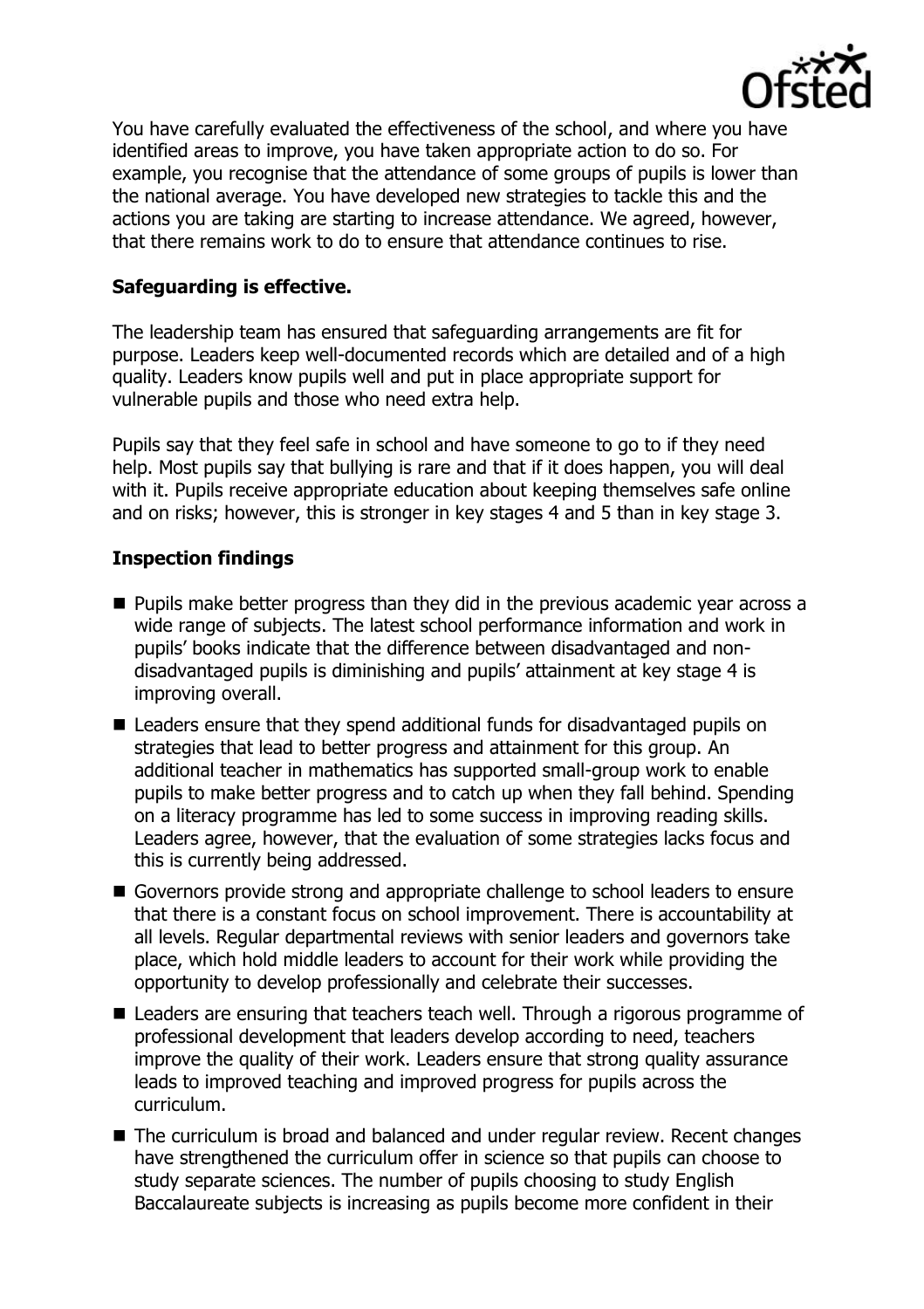You have carefully evaluated the effectiveness of the school, and where you have identified areas to improve, you have taken appropriate action to do so. For example, you recognise that the attendance of some groups of pupils is lower than the national average. You have developed new strategies to tackle this and the actions you are taking are starting to increase attendance. We agreed, however, that there remains work to do to ensure that attendance continues to rise.

**Safeguarding is effective.**

The leadership team has ensured that safeguarding arrangements are fit for purpose. Leaders keep well-documented records which are detailed and of a high quality. Leaders know pupils well and put in place appropriate support for vulnerable pupils and those who need extra help.

Pupils say that they feel safe in school and have someone to go to if they need help. Most pupils say that bullying is rare and that if it does happen, you will deal with it. Pupils receive appropriate education about keeping themselves safe online and on risks; however, this is stronger in key stages 4 and 5 than in key stage 3.

**Inspection findings**

- Pupils make better progress than they did in the previous academic year across a wide range of subjects. The latest school performance information and work in pupils' books indicate that the difference between disadvantaged and non-disadvantaged pupils is diminishing and pupils' attainment at key stage 4 is improving overall.
- Leaders ensure that they spend additional funds for disadvantaged pupils on strategies that lead to better progress and attainment for this group. An additional teacher in mathematics has supported small-group work to enable pupils to make better progress and to catch up when they fall behind. Spending on a literacy programme has led to some success in improving reading skills. Leaders agree, however, that the evaluation of some strategies lacks focus and this is currently being addressed.
- Governors provide strong and appropriate challenge to school leaders to ensure that there is a constant focus on school improvement. There is accountability at all levels. Regular departmental reviews with senior leaders and governors take place, which hold middle leaders to account for their work while providing the opportunity to develop professionally and celebrate their successes.
- Leaders are ensuring that teachers teach well. Through a rigorous programme of professional development that leaders develop according to need, teachers improve the quality of their work. Leaders ensure that strong quality assurance leads to improved teaching and improved progress for pupils across the curriculum.
- The curriculum is broad and balanced and under regular review. Recent changes have strengthened the curriculum offer in science so that pupils can choose to study separate sciences. The number of pupils choosing to study English Baccalaureate subjects is increasing as pupils become more confident in their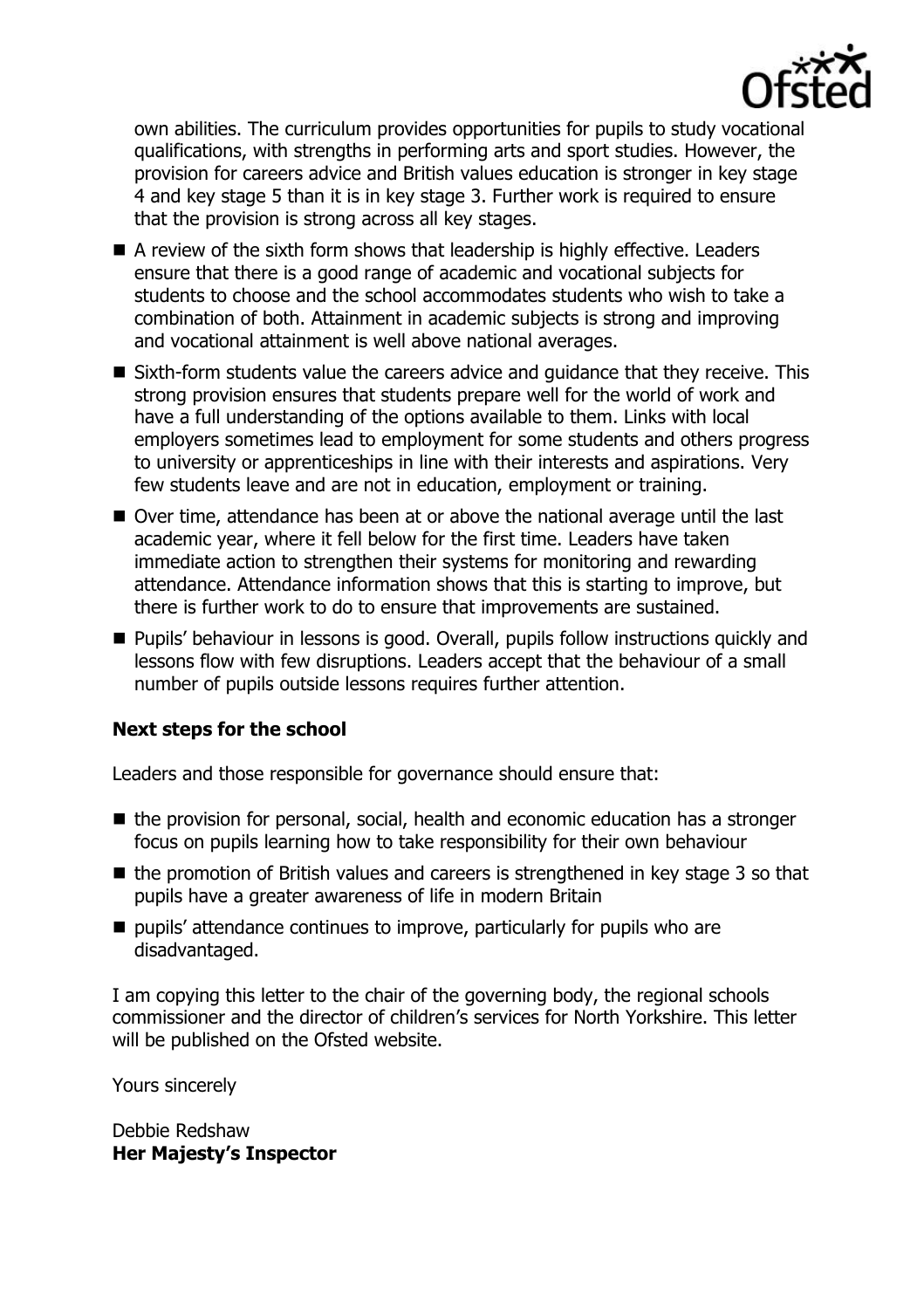own abilities. The curriculum provides opportunities for pupils to study vocational qualifications, with strengths in performing arts and sport studies. However, the provision for careers advice and British values education is stronger in key stage 4 and key stage 5 than it is in key stage 3. Further work is required to ensure that the provision is strong across all key stages.

- A review of the sixth form shows that leadership is highly effective. Leaders ensure that there is a good range of academic and vocational subjects for students to choose and the school accommodates students who wish to take a combination of both. Attainment in academic subjects is strong and improving and vocational attainment is well above national averages.
- Sixth-form students value the careers advice and guidance that they receive. This strong provision ensures that students prepare well for the world of work and have a full understanding of the options available to them. Links with local employers sometimes lead to employment for some students and others progress to university or apprenticeships in line with their interests and aspirations. Very few students leave and are not in education, employment or training.
- Over time, attendance has been at or above the national average until the last academic year, where it fell below for the first time. Leaders have taken immediate action to strengthen their systems for monitoring and rewarding attendance. Attendance information shows that this is starting to improve, but there is further work to do to ensure that improvements are sustained.
- Pupils' behaviour in lessons is good. Overall, pupils follow instructions quickly and lessons flow with few disruptions. Leaders accept that the behaviour of a small number of pupils outside lessons requires further attention.

**Next steps for the school**

Leaders and those responsible for governance should ensure that:

- the provision for personal, social, health and economic education has a stronger focus on pupils learning how to take responsibility for their own behaviour
- the promotion of British values and careers is strengthened in key stage 3 so that pupils have a greater awareness of life in modern Britain
- pupils' attendance continues to improve, particularly for pupils who are disadvantaged.

I am copying this letter to the chair of the governing body, the regional schools commissioner and the director of children's services for North Yorkshire. This letter will be published on the Ofsted website.

Yours sincerely

Debbie Redshaw
**Her Majesty's Inspector**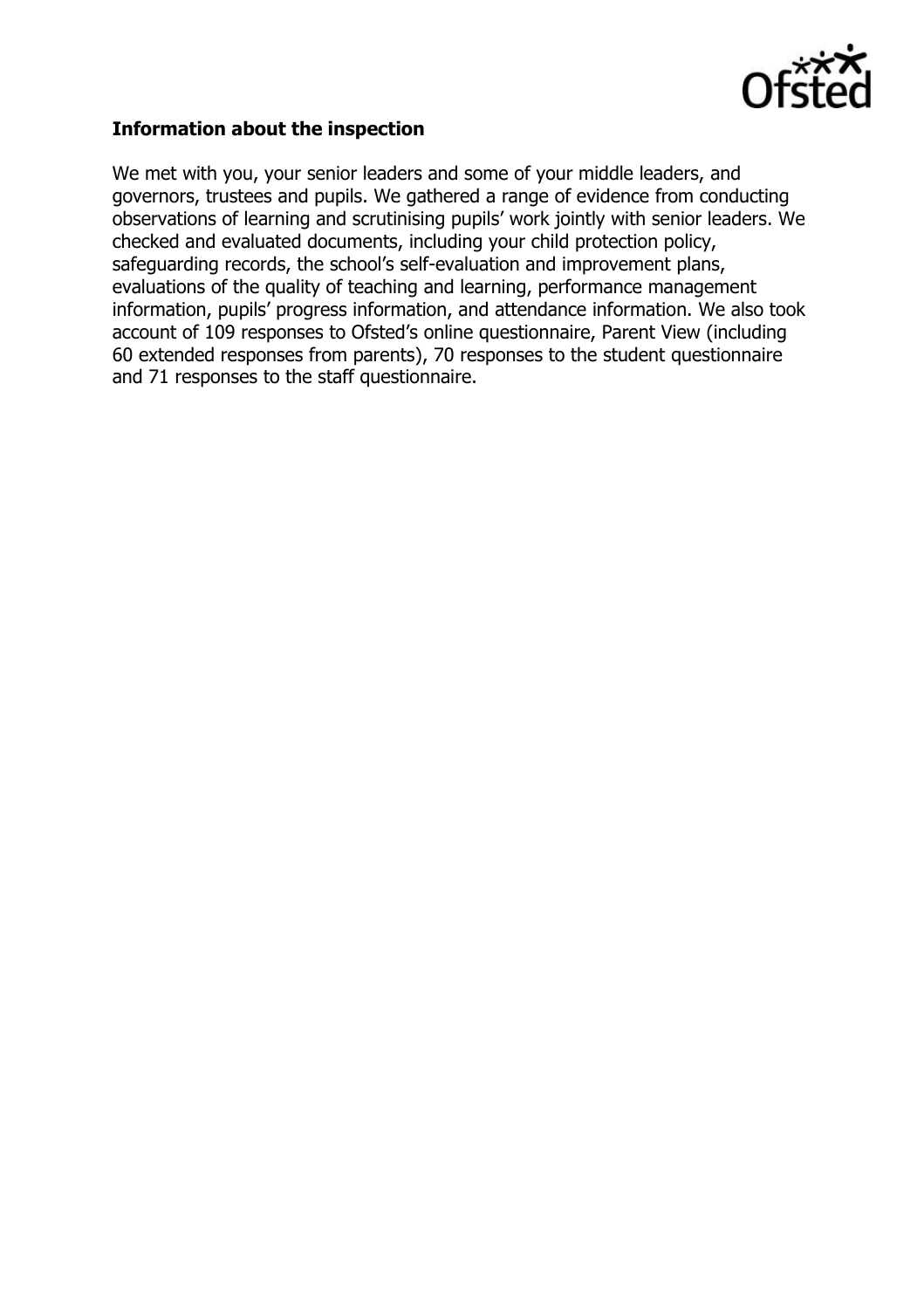**Information about the inspection**

We met with you, your senior leaders and some of your middle leaders, and governors, trustees and pupils. We gathered a range of evidence from conducting observations of learning and scrutinising pupils' work jointly with senior leaders. We checked and evaluated documents, including your child protection policy, safeguarding records, the school's self-evaluation and improvement plans, evaluations of the quality of teaching and learning, performance management information, pupils' progress information, and attendance information. We also took account of 109 responses to Ofsted's online questionnaire, Parent View (including 60 extended responses from parents), 70 responses to the student questionnaire and 71 responses to the staff questionnaire.